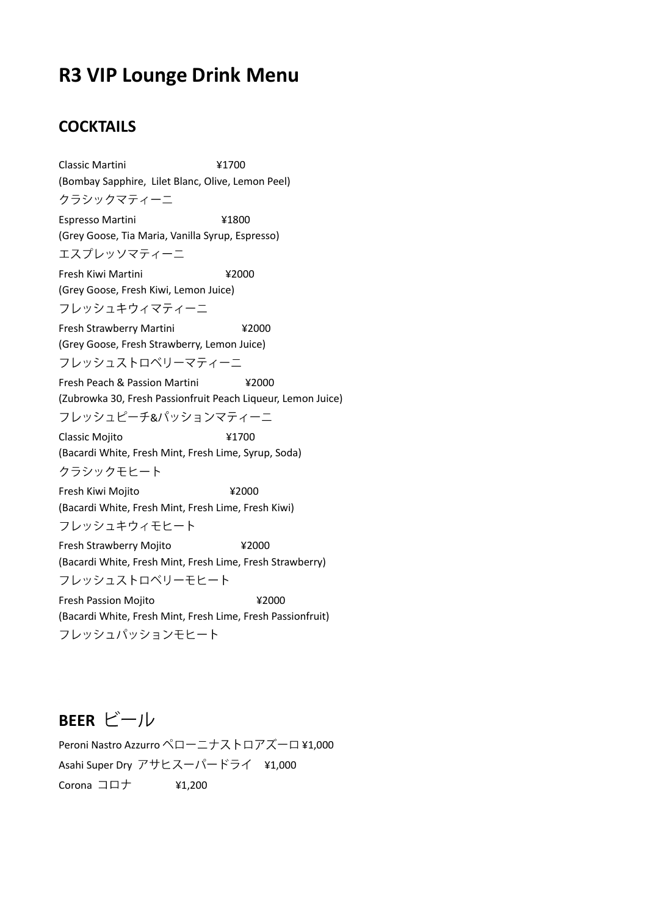# R3 VIP Lounge Drink Menu

## COCKTAILS

Classic Martini ¥1700
(Bombay Sapphire, Lilet Blanc, Olive, Lemon Peel)
クラシックマティーニ

Espresso Martini ¥1800
(Grey Goose, Tia Maria, Vanilla Syrup, Espresso)
エスプレッソマティーニ

Fresh Kiwi Martini ¥2000
(Grey Goose, Fresh Kiwi, Lemon Juice)
フレッシュキウィマティーニ

Fresh Strawberry Martini ¥2000
(Grey Goose, Fresh Strawberry, Lemon Juice)
フレッシュストロベリーマティーニ

Fresh Peach & Passion Martini ¥2000
(Zubrowka 30, Fresh Passionfruit Peach Liqueur, Lemon Juice)
フレッシュピーチ&パッションマティーニ

Classic Mojito ¥1700
(Bacardi White, Fresh Mint, Fresh Lime, Syrup, Soda)
クラシックモヒート

Fresh Kiwi Mojito ¥2000
(Bacardi White, Fresh Mint, Fresh Lime, Fresh Kiwi)
フレッシュキウィモヒート

Fresh Strawberry Mojito ¥2000
(Bacardi White, Fresh Mint, Fresh Lime, Fresh Strawberry)
フレッシュストロベリーモヒート

Fresh Passion Mojito ¥2000
(Bacardi White, Fresh Mint, Fresh Lime, Fresh Passionfruit)
フレッシュパッションモヒート

## BEER ビール

Peroni Nastro Azzurro ペローニナストロアズーロ ¥1,000

Asahi Super Dry アサヒスーパードライ ¥1,000

Corona コロナ ¥1,200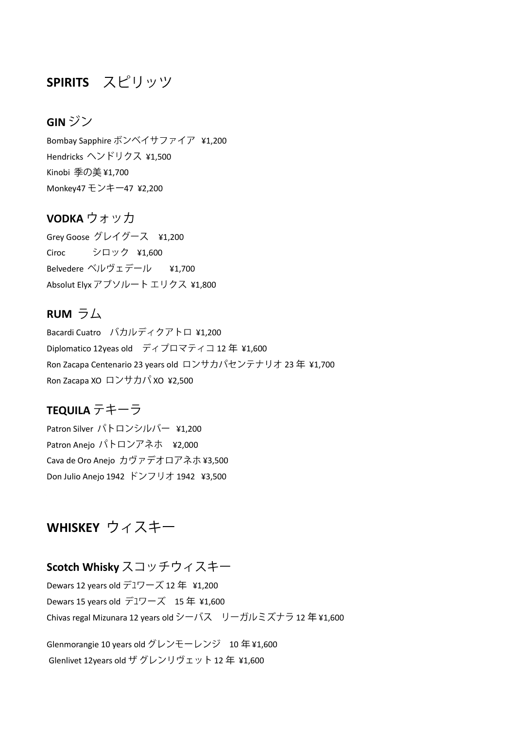# **SPIRITS** スピリッツ

## **GIN** ジン

Bombay Sapphire ボンベイサファイア ¥1,200

Hendricks ヘンドリクス ¥1,500

Kinobi 季の美 ¥1,700

Monkey47 モンキー47 ¥2,200

## **VODKA** ウォッカ

Grey Goose グレイグース ¥1,200

Ciroc シロック ¥1,600

Belvedere ベルヴェデール ¥1,700

Absolut Elyx アブソルート エリクス ¥1,800

## **RUM** ラム

Bacardi Cuatro バカルディクアトロ ¥1,200

Diplomatico 12yeas old ディプロマティコ 12 年 ¥1,600

Ron Zacapa Centenario 23 years old ロンサカパセンテナリオ 23 年 ¥1,700

Ron Zacapa XO ロンサカパ XO ¥2,500

## **TEQUILA** テキーラ

Patron Silver パトロンシルバー ¥1,200

Patron Anejo パトロンアネホ ¥2,000

Cava de Oro Anejo カヴァデオロアネホ ¥3,500

Don Julio Anejo 1942 ドンフリオ 1942 ¥3,500

# **WHISKEY** ウィスキー

## **Scotch Whisky** スコッチウィスキー

Dewars 12 years old デュワーズ 12 年 ¥1,200

Dewars 15 years old デュワーズ 15 年 ¥1,600

Chivas regal Mizunara 12 years old シーバス リーガルミズナラ 12 年 ¥1,600

Glenmorangie 10 years old グレンモーレンジ 10 年 ¥1,600

Glenlivet 12years old ザ グレンリヴェット 12 年 ¥1,600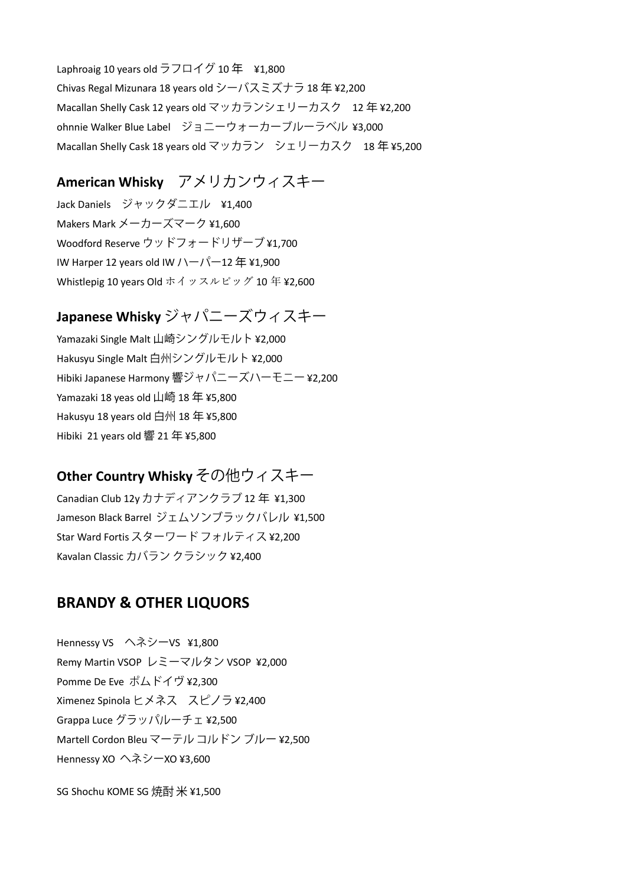Laphroaig 10 years old ラフロイグ 10 年　¥1,800

Chivas Regal Mizunara 18 years old シーバスミズナラ 18 年 ¥2,200

Macallan Shelly Cask 12 years old マッカランシェリーカスク　12 年 ¥2,200

ohnnie Walker Blue Label　ジョニーウォーカーブルーラベル ¥3,000

Macallan Shelly Cask 18 years old マッカラン　シェリーカスク　18 年 ¥5,200

## American Whisky　アメリカンウィスキー

Jack Daniels　ジャックダニエル　¥1,400

Makers Mark メーカーズマーク ¥1,600

Woodford Reserve ウッドフォードリザーブ ¥1,700

IW Harper 12 years old IW ハーパー12 年 ¥1,900

Whistlepig 10 years Old ホイッスルピッグ 10 年 ¥2,600

## Japanese Whisky ジャパニーズウィスキー

Yamazaki Single Malt 山崎シングルモルト ¥2,000

Hakusyu Single Malt 白州シングルモルト ¥2,000

Hibiki Japanese Harmony 響ジャパニーズハーモニー ¥2,200

Yamazaki 18 yeas old 山崎 18 年 ¥5,800

Hakusyu 18 years old 白州 18 年 ¥5,800

Hibiki  21 years old 響 21 年 ¥5,800

## Other Country Whisky その他ウィスキー

Canadian Club 12y カナディアンクラブ 12 年 ¥1,300

Jameson Black Barrel ジェムソンブラックバレル ¥1,500

Star Ward Fortis スターワード フォルティス ¥2,200

Kavalan Classic カバラン クラシック ¥2,400

# BRANDY & OTHER LIQUORS

Hennessy VS　ヘネシーVS ¥1,800

Remy Martin VSOP レミーマルタン VSOP ¥2,000

Pomme De Eve ポムドイヴ ¥2,300

Ximenez Spinola ヒメネス　スピノラ ¥2,400

Grappa Luce グラッパルーチェ ¥2,500

Martell Cordon Bleu マーテル コルドン ブルー ¥2,500

Hennessy XO ヘネシーXO ¥3,600

SG Shochu KOME SG 焼酎 米 ¥1,500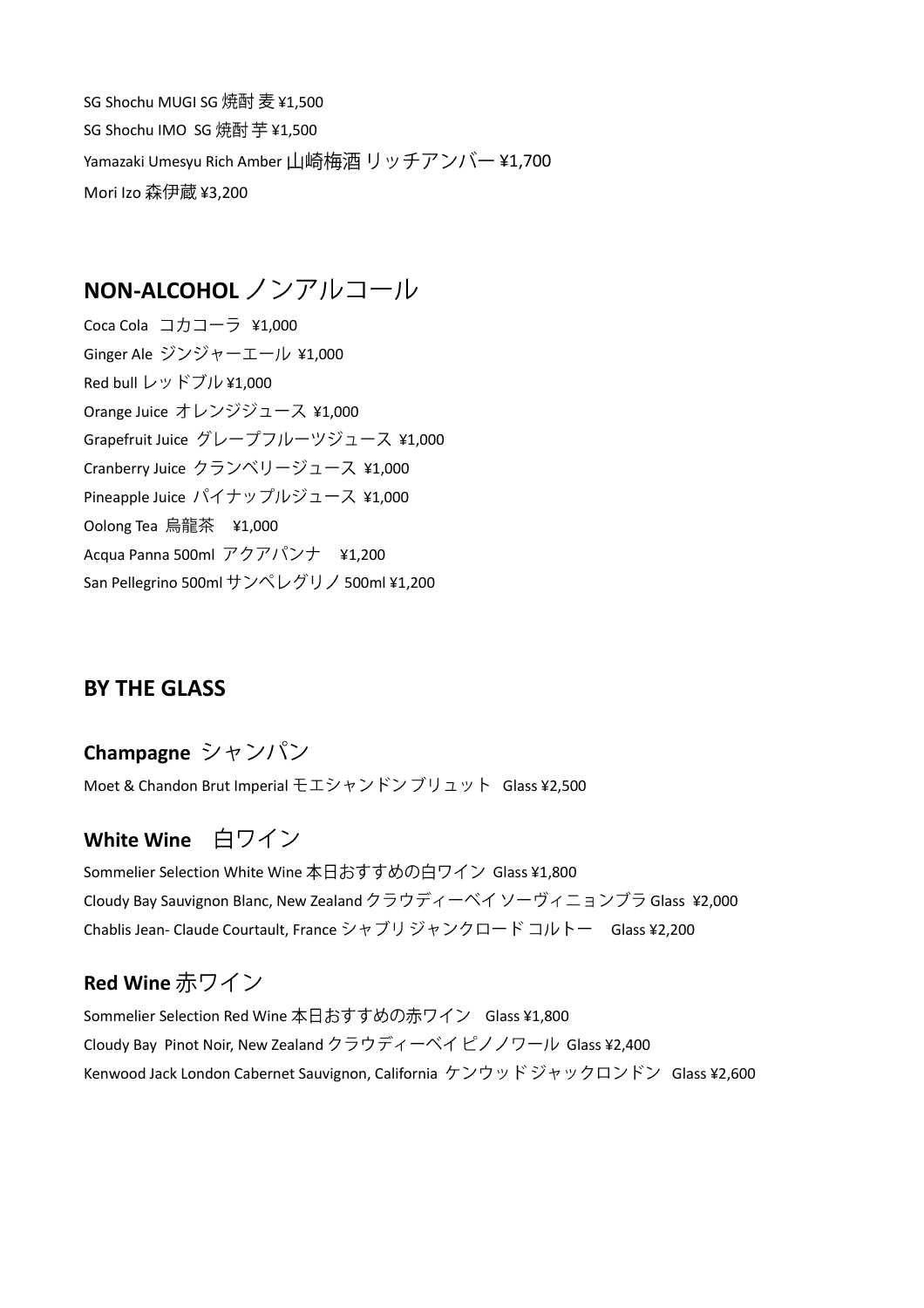SG Shochu MUGI SG 焼酎 麦 ¥1,500

SG Shochu IMO  SG 焼酎 芋 ¥1,500

Yamazaki Umesyu Rich Amber 山崎梅酒 リッチアンバー ¥1,700

Mori Izo 森伊蔵 ¥3,200

## NON-ALCOHOL ノンアルコール

Coca Cola  コカコーラ  ¥1,000

Ginger Ale  ジンジャーエール  ¥1,000

Red bull レッドブル ¥1,000

Orange Juice  オレンジジュース  ¥1,000

Grapefruit Juice  グレープフルーツジュース  ¥1,000

Cranberry Juice  クランベリージュース  ¥1,000

Pineapple Juice  パイナップルジュース  ¥1,000

Oolong Tea  烏龍茶  ¥1,000

Acqua Panna 500ml  アクアパンナ  ¥1,200

San Pellegrino 500ml サンペレグリノ 500ml ¥1,200

## BY THE GLASS

### Champagne シャンパン

Moet & Chandon Brut Imperial モエシャンドン ブリュット  Glass ¥2,500

### White Wine  白ワイン

Sommelier Selection White Wine 本日おすすめの白ワイン  Glass ¥1,800

Cloudy Bay Sauvignon Blanc, New Zealand クラウディーベイ ソーヴィニョンブラ Glass  ¥2,000

Chablis Jean- Claude Courtault, France シャブリ ジャンクロード コルトー  Glass ¥2,200

### Red Wine 赤ワイン

Sommelier Selection Red Wine 本日おすすめの赤ワイン  Glass ¥1,800

Cloudy Bay  Pinot Noir, New Zealand クラウディーベイ ピノノワール  Glass ¥2,400

Kenwood Jack London Cabernet Sauvignon, California  ケンウッド ジャックロンドン  Glass ¥2,600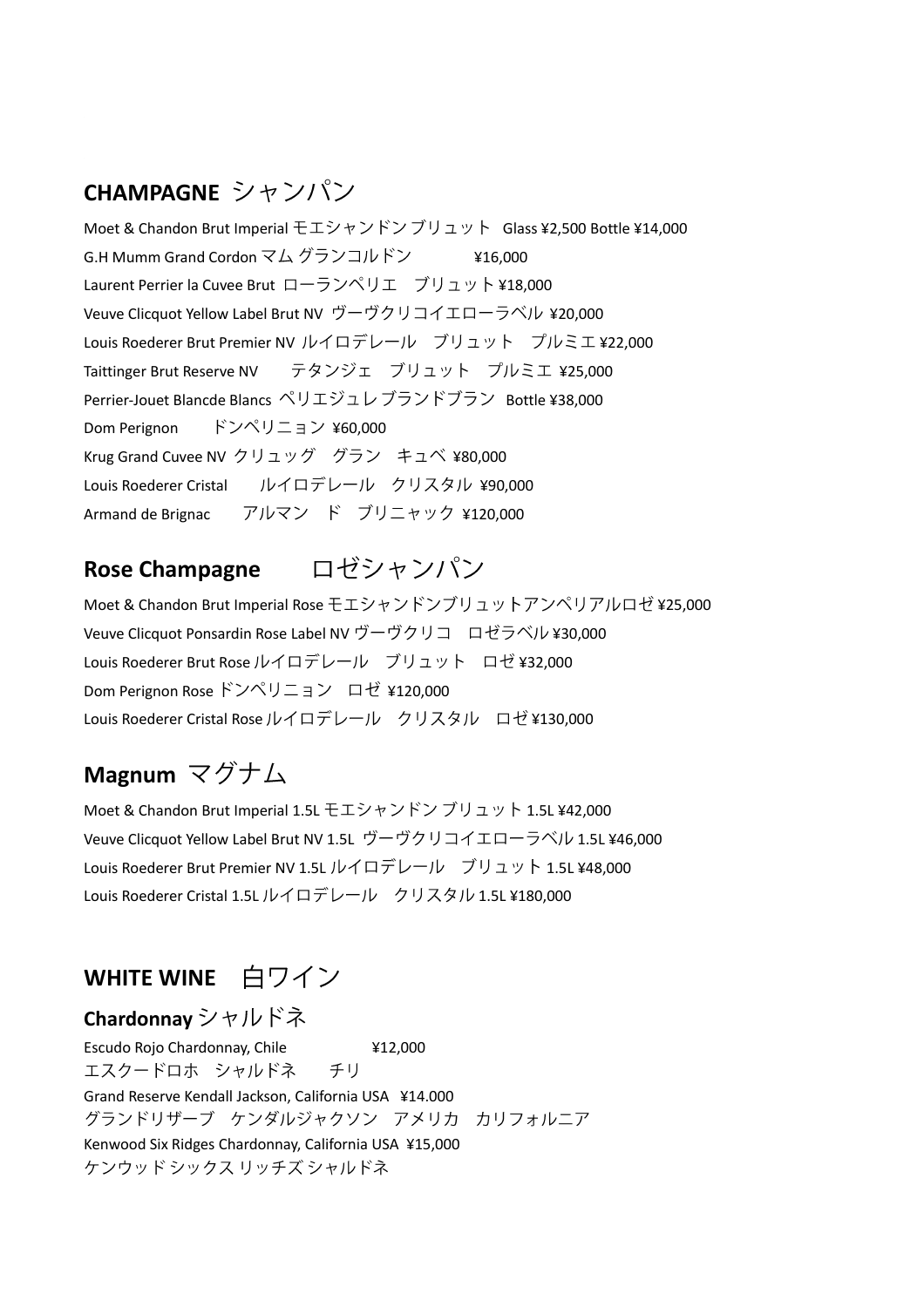## CHAMPAGNE シャンパン

Moet & Chandon Brut Imperial モエシャンドン ブリュット Glass ¥2,500 Bottle ¥14,000

G.H Mumm Grand Cordon マム グランコルドン ¥16,000

Laurent Perrier la Cuvee Brut ローランペリエ ブリュット ¥18,000

Veuve Clicquot Yellow Label Brut NV ヴーヴクリコイエローラベル ¥20,000

Louis Roederer Brut Premier NV ルイロデレール ブリュット プルミエ ¥22,000

Taittinger Brut Reserve NV テタンジェ ブリュット プルミエ ¥25,000

Perrier-Jouet Blancde Blancs ペリエジュレ ブランドブラン Bottle ¥38,000

Dom Perignon ドンペリニョン ¥60,000

Krug Grand Cuvee NV クリュッグ グラン キュベ ¥80,000

Louis Roederer Cristal ルイロデレール クリスタル ¥90,000

Armand de Brignac アルマン ド ブリニャック ¥120,000

## Rose Champagne ロゼシャンパン

Moet & Chandon Brut Imperial Rose モエシャンドンブリュットアンペリアルロゼ ¥25,000

Veuve Clicquot Ponsardin Rose Label NV ヴーヴクリコ ロゼラベル ¥30,000

Louis Roederer Brut Rose ルイロデレール ブリュット ロゼ ¥32,000

Dom Perignon Rose ドンペリニョン ロゼ ¥120,000

Louis Roederer Cristal Rose ルイロデレール クリスタル ロゼ ¥130,000

## Magnum マグナム

Moet & Chandon Brut Imperial 1.5L モエシャンドン ブリュット 1.5L ¥42,000

Veuve Clicquot Yellow Label Brut NV 1.5L ヴーヴクリコイエローラベル 1.5L ¥46,000

Louis Roederer Brut Premier NV 1.5L ルイロデレール ブリュット 1.5L ¥48,000

Louis Roederer Cristal 1.5L ルイロデレール クリスタル 1.5L ¥180,000

## WHITE WINE 白ワイン

### Chardonnay シャルドネ

Escudo Rojo Chardonnay, Chile ¥12,000
エスクードロホ シャルドネ チリ

Grand Reserve Kendall Jackson, California USA ¥14.000
グランドリザーブ ケンダルジャクソン アメリカ カリフォルニア

Kenwood Six Ridges Chardonnay, California USA ¥15,000
ケンウッド シックス リッチズ シャルドネ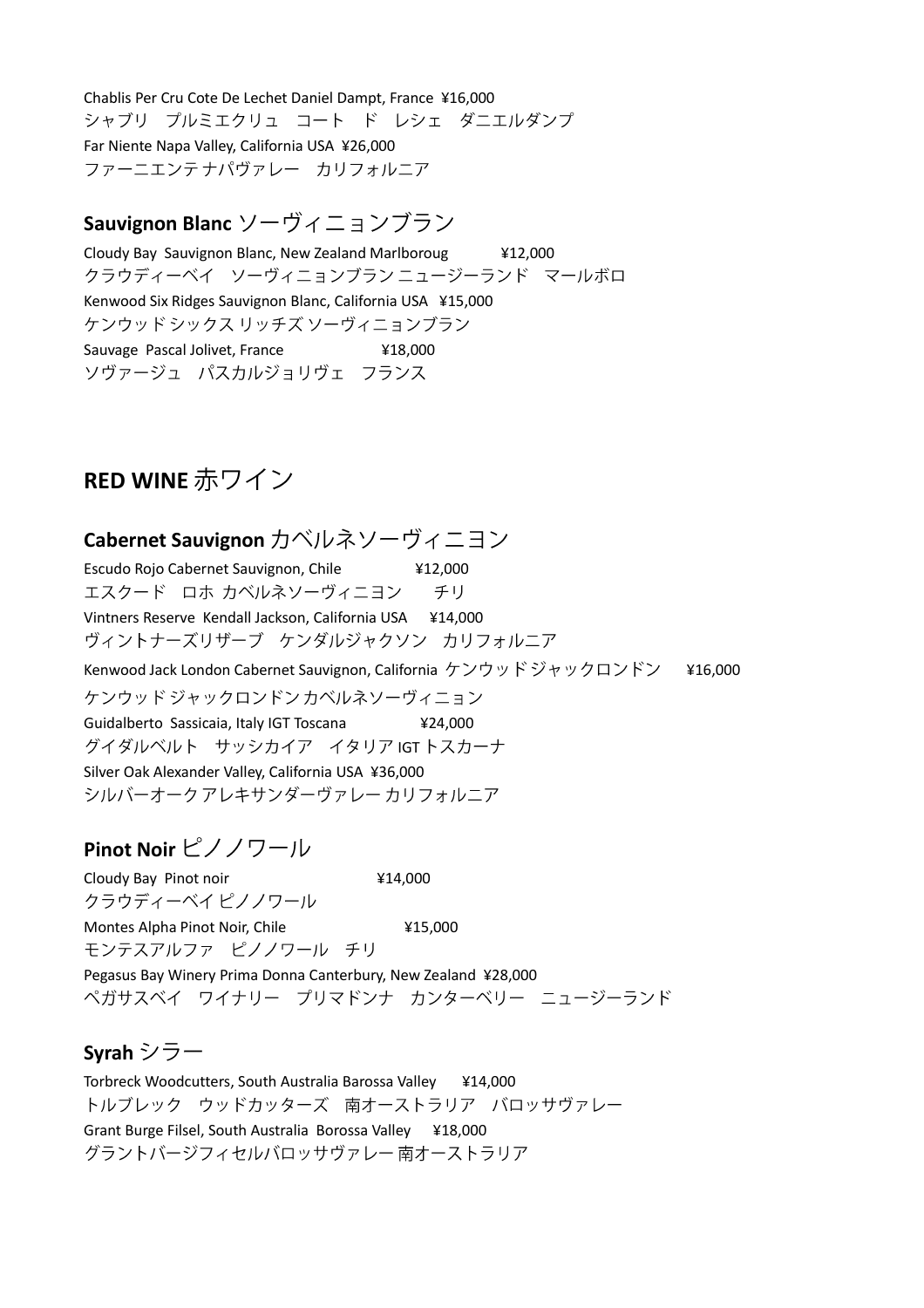Chablis Per Cru Cote De Lechet Daniel Dampt, France ¥16,000
シャブリ　プルミエクリュ　コート　ド　レシェ　ダニエルダンプ
Far Niente Napa Valley, California USA ¥26,000
ファーニエンテ ナパヴァレー　カリフォルニア

### Sauvignon Blanc ソーヴィニョンブラン

Cloudy Bay Sauvignon Blanc, New Zealand Marlboroug ¥12,000
クラウディーベイ　ソーヴィニョンブラン ニュージーランド　マールボロ
Kenwood Six Ridges Sauvignon Blanc, California USA ¥15,000
ケンウッド シックス リッチズ ソーヴィニョンブラン
Sauvage Pascal Jolivet, France ¥18,000
ソヴァージュ　パスカルジョリヴェ　フランス

## RED WINE 赤ワイン

### Cabernet Sauvignon カベルネソーヴィニヨン

Escudo Rojo Cabernet Sauvignon, Chile ¥12,000
エスクード　ロホ カベルネソーヴィニヨン　　チリ
Vintners Reserve Kendall Jackson, California USA ¥14,000
ヴィントナーズリザーブ　ケンダルジャクソン　カリフォルニア
Kenwood Jack London Cabernet Sauvignon, California ケンウッド ジャックロンドン ¥16,000
ケンウッド ジャックロンドン カベルネソーヴィニョン
Guidalberto Sassicaia, Italy IGT Toscana ¥24,000
グイダルベルト　サッシカイア　イタリア IGT トスカーナ
Silver Oak Alexander Valley, California USA ¥36,000
シルバーオーク アレキサンダーヴァレー カリフォルニア

### Pinot Noir ピノノワール

Cloudy Bay Pinot noir ¥14,000
クラウディーベイ ピノノワール
Montes Alpha Pinot Noir, Chile ¥15,000
モンテスアルファ　ピノノワール　チリ
Pegasus Bay Winery Prima Donna Canterbury, New Zealand ¥28,000
ペガサスベイ　ワイナリー　プリマドンナ　カンターベリー　ニュージーランド

### Syrah シラー

Torbreck Woodcutters, South Australia Barossa Valley ¥14,000
トルブレック　ウッドカッターズ　南オーストラリア　バロッサヴァレー
Grant Burge Filsel, South Australia Borossa Valley ¥18,000
グラントバージフィセルバロッサヴァレー 南オーストラリア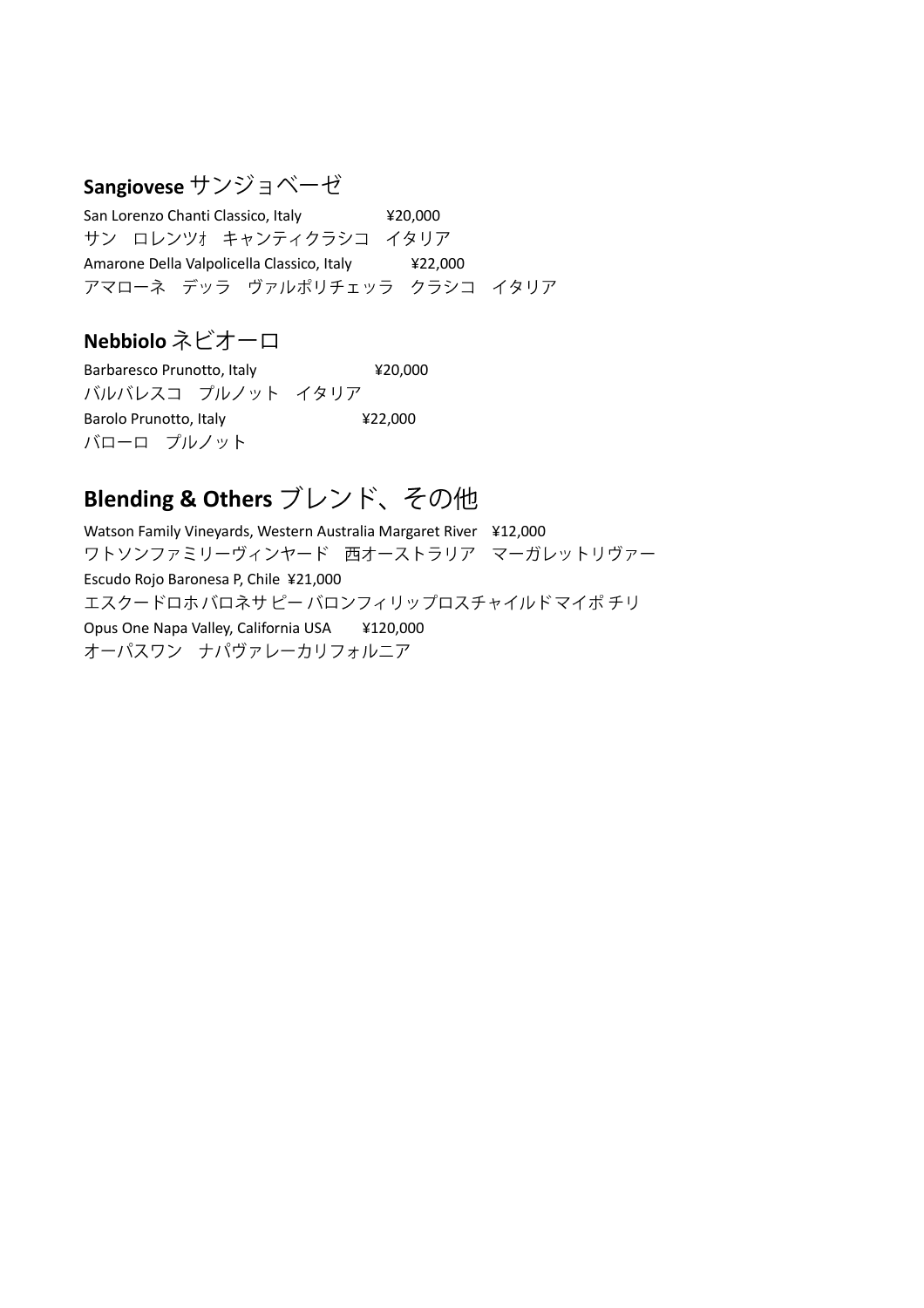## **Sangiovese** サンジョベーゼ

San Lorenzo Chanti Classico, Italy ¥20,000
サン　ロレンツｫ　キャンティクラシコ　イタリア

Amarone Della Valpolicella Classico, Italy ¥22,000
アマローネ　デッラ　ヴァルポリチェッラ　クラシコ　イタリア

## **Nebbiolo** ネビオーロ

Barbaresco Prunotto, Italy ¥20,000
バルバレスコ　プルノット　イタリア

Barolo Prunotto, Italy ¥22,000
バローロ　プルノット

# **Blending & Others** ブレンド、その他

Watson Family Vineyards, Western Australia Margaret River ¥12,000
ワトソンファミリーヴィンヤード　西オーストラリア　マーガレットリヴァー

Escudo Rojo Baronesa P, Chile ¥21,000
エスクードロホ バロネサ ピー バロンフィリップロスチャイルド マイポ チリ

Opus One Napa Valley, California USA ¥120,000
オーパスワン　ナパヴァレーカリフォルニア